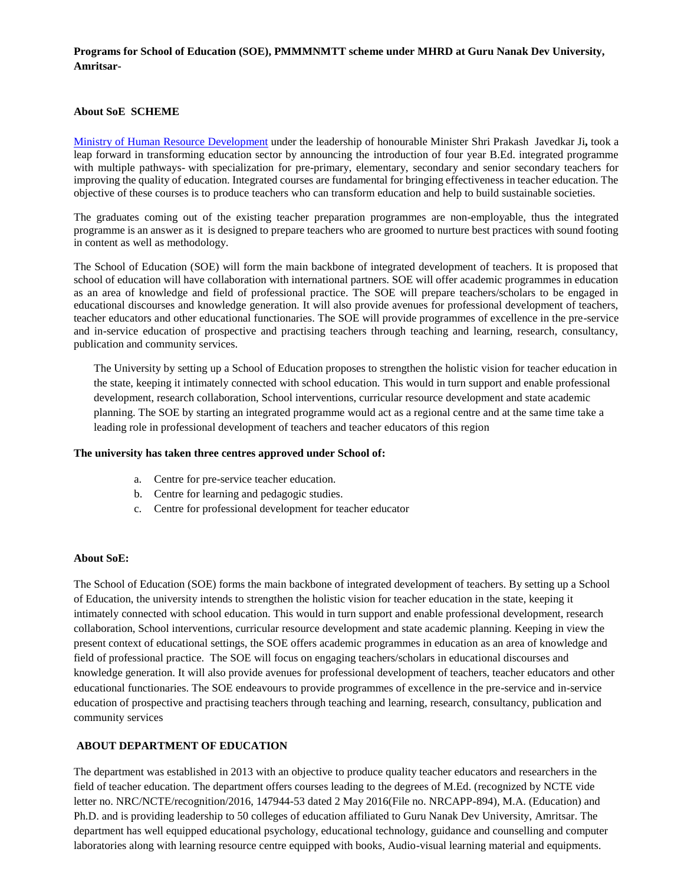**Programs for School of Education (SOE), PMMMNMTT scheme under MHRD at Guru Nanak Dev University, Amritsar-**

**About SoE SCHEME**

Ministry of Human Resource Development under the leadership of honourable Minister Shri Prakash Javedkar Ji**,** took a leap forward in transforming education sector by announcing the introduction of four year B.Ed. integrated programme with multiple pathways- with specialization for pre-primary, elementary, secondary and senior secondary teachers for improving the quality of education. Integrated courses are fundamental for bringing effectiveness in teacher education. The objective of these courses is to produce teachers who can transform education and help to build sustainable societies.

The graduates coming out of the existing teacher preparation programmes are non-employable, thus the integrated programme is an answer as it is designed to prepare teachers who are groomed to nurture best practices with sound footing in content as well as methodology.

The School of Education (SOE) will form the main backbone of integrated development of teachers. It is proposed that school of education will have collaboration with international partners. SOE will offer academic programmes in education as an area of knowledge and field of professional practice. The SOE will prepare teachers/scholars to be engaged in educational discourses and knowledge generation. It will also provide avenues for professional development of teachers, teacher educators and other educational functionaries. The SOE will provide programmes of excellence in the pre-service and in-service education of prospective and practising teachers through teaching and learning, research, consultancy, publication and community services.

The University by setting up a School of Education proposes to strengthen the holistic vision for teacher education in the state, keeping it intimately connected with school education. This would in turn support and enable professional development, research collaboration, School interventions, curricular resource development and state academic planning. The SOE by starting an integrated programme would act as a regional centre and at the same time take a leading role in professional development of teachers and teacher educators of this region

**The university has taken three centres approved under School of:**

a. Centre for pre-service teacher education.
b. Centre for learning and pedagogic studies.
c. Centre for professional development for teacher educator

**About SoE:**

The School of Education (SOE) forms the main backbone of integrated development of teachers. By setting up a School of Education, the university intends to strengthen the holistic vision for teacher education in the state, keeping it intimately connected with school education. This would in turn support and enable professional development, research collaboration, School interventions, curricular resource development and state academic planning. Keeping in view the present context of educational settings, the SOE offers academic programmes in education as an area of knowledge and field of professional practice. The SOE will focus on engaging teachers/scholars in educational discourses and knowledge generation. It will also provide avenues for professional development of teachers, teacher educators and other educational functionaries. The SOE endeavours to provide programmes of excellence in the pre-service and in-service education of prospective and practising teachers through teaching and learning, research, consultancy, publication and community services

**ABOUT DEPARTMENT OF EDUCATION**

The department was established in 2013 with an objective to produce quality teacher educators and researchers in the field of teacher education. The department offers courses leading to the degrees of M.Ed. (recognized by NCTE vide letter no. NRC/NCTE/recognition/2016, 147944-53 dated 2 May 2016(File no. NRCAPP-894), M.A. (Education) and Ph.D. and is providing leadership to 50 colleges of education affiliated to Guru Nanak Dev University, Amritsar. The department has well equipped educational psychology, educational technology, guidance and counselling and computer laboratories along with learning resource centre equipped with books, Audio-visual learning material and equipments.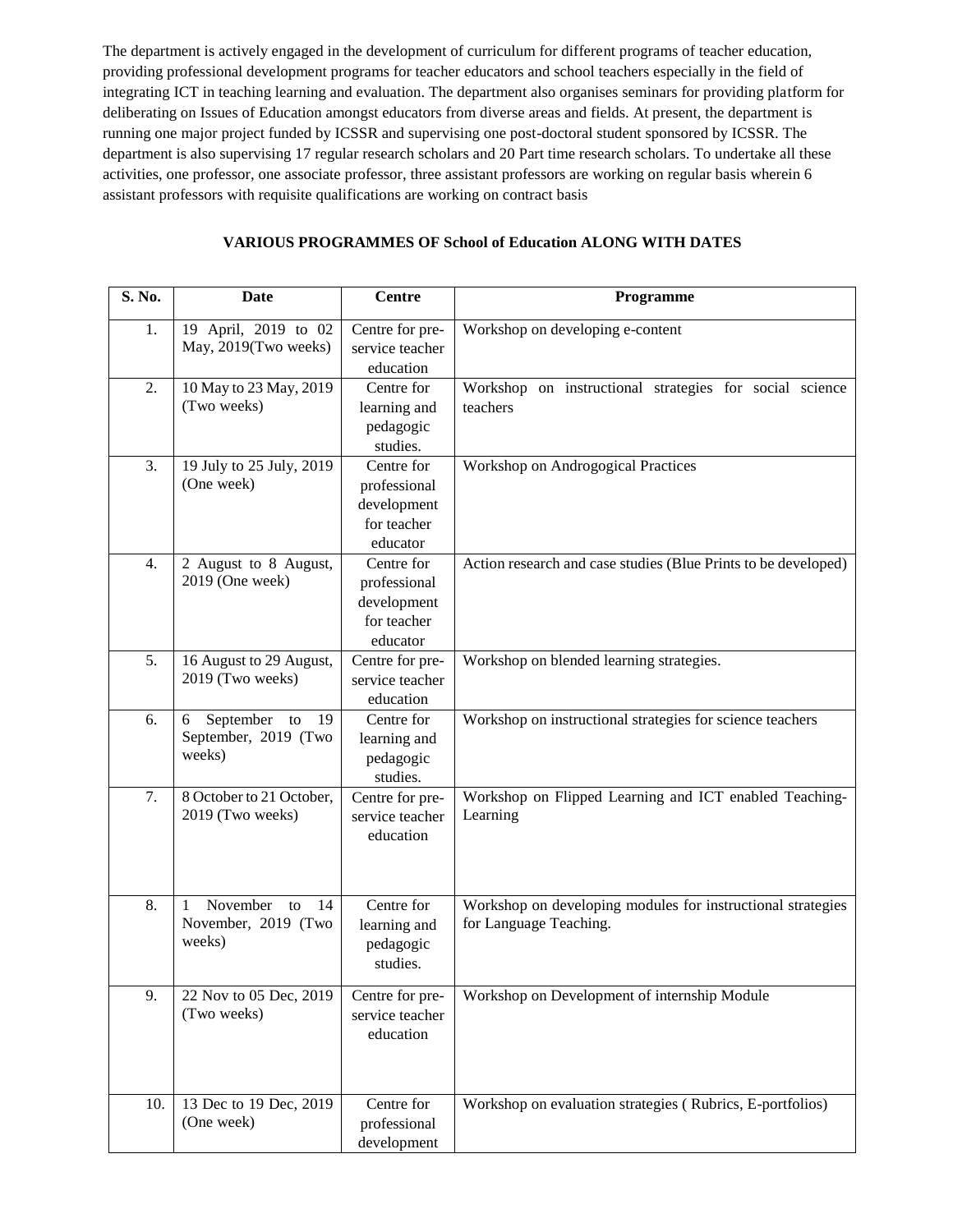The department is actively engaged in the development of curriculum for different programs of teacher education, providing professional development programs for teacher educators and school teachers especially in the field of integrating ICT in teaching learning and evaluation. The department also organises seminars for providing platform for deliberating on Issues of Education amongst educators from diverse areas and fields. At present, the department is running one major project funded by ICSSR and supervising one post-doctoral student sponsored by ICSSR. The department is also supervising 17 regular research scholars and 20 Part time research scholars. To undertake all these activities, one professor, one associate professor, three assistant professors are working on regular basis wherein 6 assistant professors with requisite qualifications are working on contract basis

**VARIOUS PROGRAMMES OF School of Education ALONG WITH DATES**

| S. No. | Date | Centre | Programme |
|---|---|---|---|
| 1. | 19 April, 2019 to 02 May, 2019(Two weeks) | Centre for pre-service teacher education | Workshop on developing e-content |
| 2. | 10 May to 23 May, 2019 (Two weeks) | Centre for learning and pedagogic studies. | Workshop on instructional strategies for social science teachers |
| 3. | 19 July to 25 July, 2019 (One week) | Centre for professional development for teacher educator | Workshop on Androgogical Practices |
| 4. | 2 August to 8 August, 2019 (One week) | Centre for professional development for teacher educator | Action research and case studies (Blue Prints to be developed) |
| 5. | 16 August to 29 August, 2019 (Two weeks) | Centre for pre-service teacher education | Workshop on blended learning strategies. |
| 6. | 6 September to 19 September, 2019 (Two weeks) | Centre for learning and pedagogic studies. | Workshop on instructional strategies for science teachers |
| 7. | 8 October to 21 October, 2019 (Two weeks) | Centre for pre-service teacher education | Workshop on Flipped Learning and ICT enabled Teaching-Learning |
| 8. | 1 November to 14 November, 2019 (Two weeks) | Centre for learning and pedagogic studies. | Workshop on developing modules for instructional strategies for Language Teaching. |
| 9. | 22 Nov to 05 Dec, 2019 (Two weeks) | Centre for pre-service teacher education | Workshop on Development of internship Module |
| 10. | 13 Dec to 19 Dec, 2019 (One week) | Centre for professional development | Workshop on evaluation strategies ( Rubrics, E-portfolios) |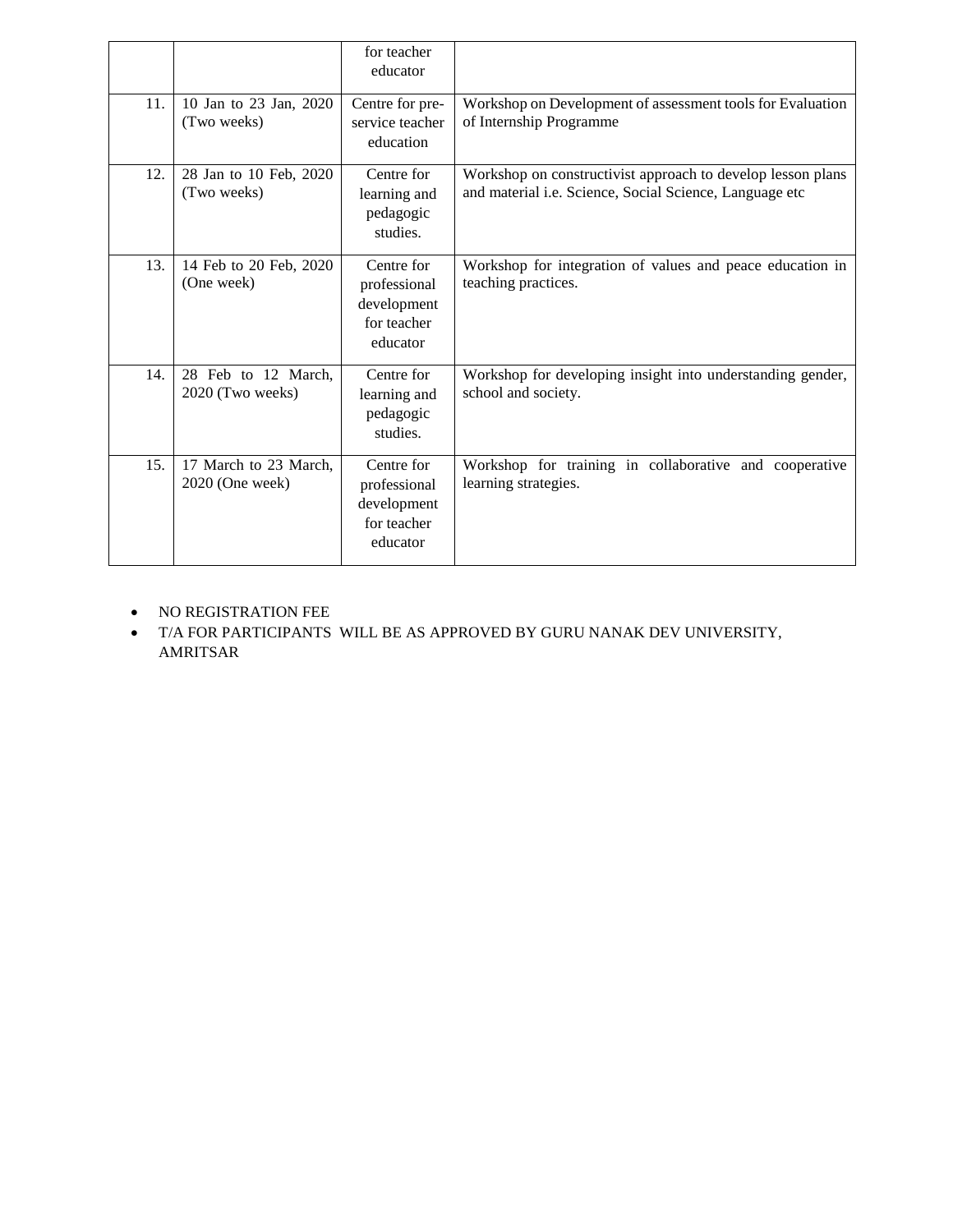| | | for teacher educator | |
|---|---|---|---|
| 11. | 10 Jan to 23 Jan, 2020 (Two weeks) | Centre for pre-service teacher education | Workshop on Development of assessment tools for Evaluation of Internship Programme |
| 12. | 28 Jan to 10 Feb, 2020 (Two weeks) | Centre for learning and pedagogic studies. | Workshop on constructivist approach to develop lesson plans and material i.e. Science, Social Science, Language etc |
| 13. | 14 Feb to 20 Feb, 2020 (One week) | Centre for professional development for teacher educator | Workshop for integration of values and peace education in teaching practices. |
| 14. | 28 Feb to 12 March, 2020 (Two weeks) | Centre for learning and pedagogic studies. | Workshop for developing insight into understanding gender, school and society. |
| 15. | 17 March to 23 March, 2020 (One week) | Centre for professional development for teacher educator | Workshop for training in collaborative and cooperative learning strategies. |

- NO REGISTRATION FEE
- T/A FOR PARTICIPANTS WILL BE AS APPROVED BY GURU NANAK DEV UNIVERSITY, AMRITSAR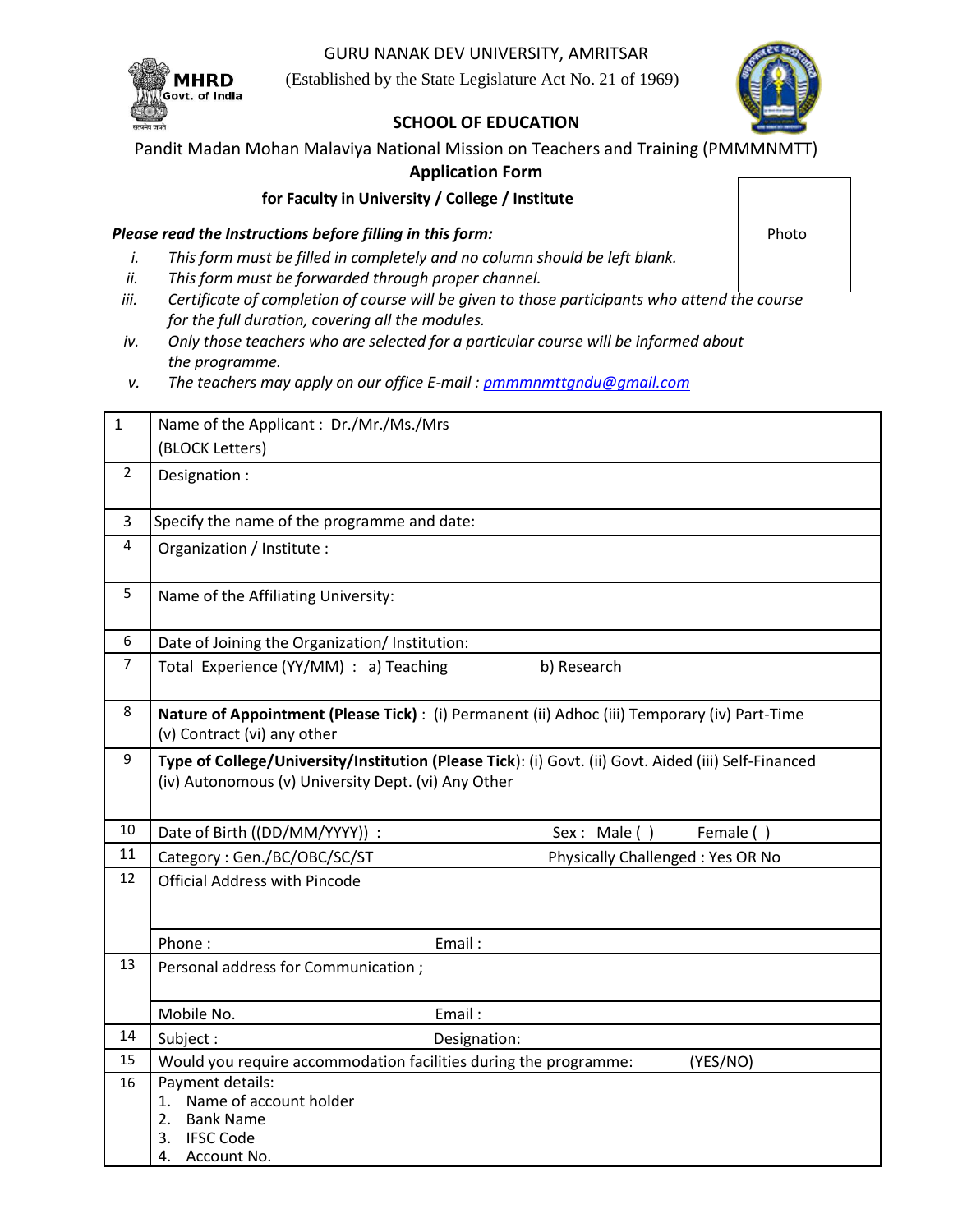GURU NANAK DEV UNIVERSITY, AMRITSAR

(Established by the State Legislature Act No. 21 of 1969)

MHRD
Govt. of India

**SCHOOL OF EDUCATION**

Pandit Madan Mohan Malaviya National Mission on Teachers and Training (PMMMNMTT)

**Application Form**

**for Faculty in University / College / Institute**

Photo

***Please read the Instructions before filling in this form:***

- i. *This form must be filled in completely and no column should be left blank.*
- ii. *This form must be forwarded through proper channel.*
- iii. *Certificate of completion of course will be given to those participants who attend the course for the full duration, covering all the modules.*
- iv. *Only those teachers who are selected for a particular course will be informed about the programme.*
- v. *The teachers may apply on our office E-mail : pmmmnmttgndu@gmail.com*

| | | |
|---|---|---|
| 1 | Name of the Applicant : Dr./Mr./Ms./Mrs (BLOCK Letters) | |
| 2 | Designation : | |
| 3 | Specify the name of the programme and date: | |
| 4 | Organization / Institute : | |
| 5 | Name of the Affiliating University: | |
| 6 | Date of Joining the Organization/ Institution: | |
| 7 | Total Experience (YY/MM) : a) Teaching | b) Research |
| 8 | **Nature of Appointment (Please Tick)** : (i) Permanent (ii) Adhoc (iii) Temporary (iv) Part-Time (v) Contract (vi) any other | |
| 9 | **Type of College/University/Institution (Please Tick)**: (i) Govt. (ii) Govt. Aided (iii) Self-Financed (iv) Autonomous (v) University Dept. (vi) Any Other | |
| 10 | Date of Birth ((DD/MM/YYYY)) : | Sex : Male ( ) Female ( ) |
| 11 | Category : Gen./BC/OBC/SC/ST | Physically Challenged : Yes OR No |
| 12 | Official Address with Pincode | |
| | Phone : | Email : |
| 13 | Personal address for Communication ; | |
| | Mobile No. | Email : |
| 14 | Subject : | Designation: |
| 15 | Would you require accommodation facilities during the programme: | (YES/NO) |
| 16 | Payment details: 1. Name of account holder 2. Bank Name 3. IFSC Code 4. Account No. | |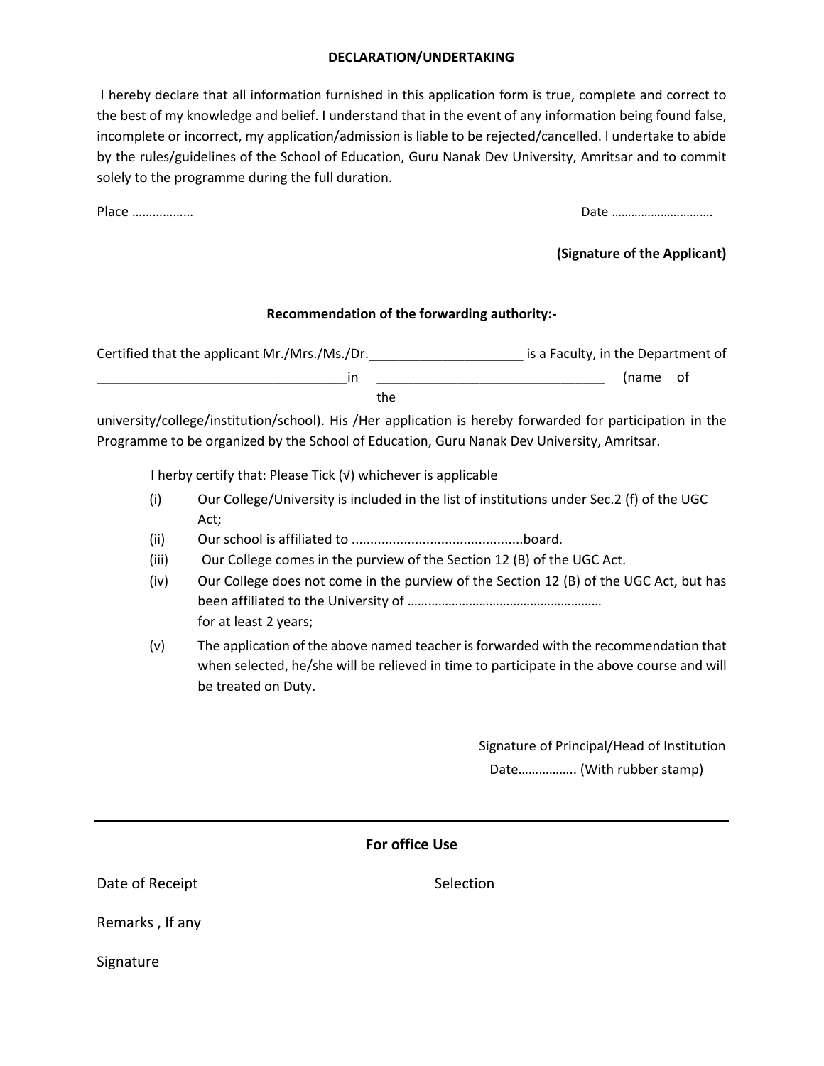**DECLARATION/UNDERTAKING**

I hereby declare that all information furnished in this application form is true, complete and correct to the best of my knowledge and belief. I understand that in the event of any information being found false, incomplete or incorrect, my application/admission is liable to be rejected/cancelled. I undertake to abide by the rules/guidelines of the School of Education, Guru Nanak Dev University, Amritsar and to commit solely to the programme during the full duration.

Place ………………                                                                                    Date ………………………….

**(Signature of the Applicant)**

**Recommendation of the forwarding authority:-**

Certified that the applicant Mr./Mrs./Ms./Dr.____________________ is a Faculty, in the Department of _________________________________in _____________________________ (name of the university/college/institution/school). His /Her application is hereby forwarded for participation in the Programme to be organized by the School of Education, Guru Nanak Dev University, Amritsar.

I herby certify that: Please Tick (√) whichever is applicable

(i) Our College/University is included in the list of institutions under Sec.2 (f) of the UGC Act;

(ii) Our school is affiliated to .............................................board.

(iii) Our College comes in the purview of the Section 12 (B) of the UGC Act.

(iv) Our College does not come in the purview of the Section 12 (B) of the UGC Act, but has been affiliated to the University of …………………………………………………
for at least 2 years;

(v) The application of the above named teacher is forwarded with the recommendation that when selected, he/she will be relieved in time to participate in the above course and will be treated on Duty.

Signature of Principal/Head of Institution
Date…………….. (With rubber stamp)

---

**For office Use**

Date of Receipt                                        Selection

Remarks , If any

Signature